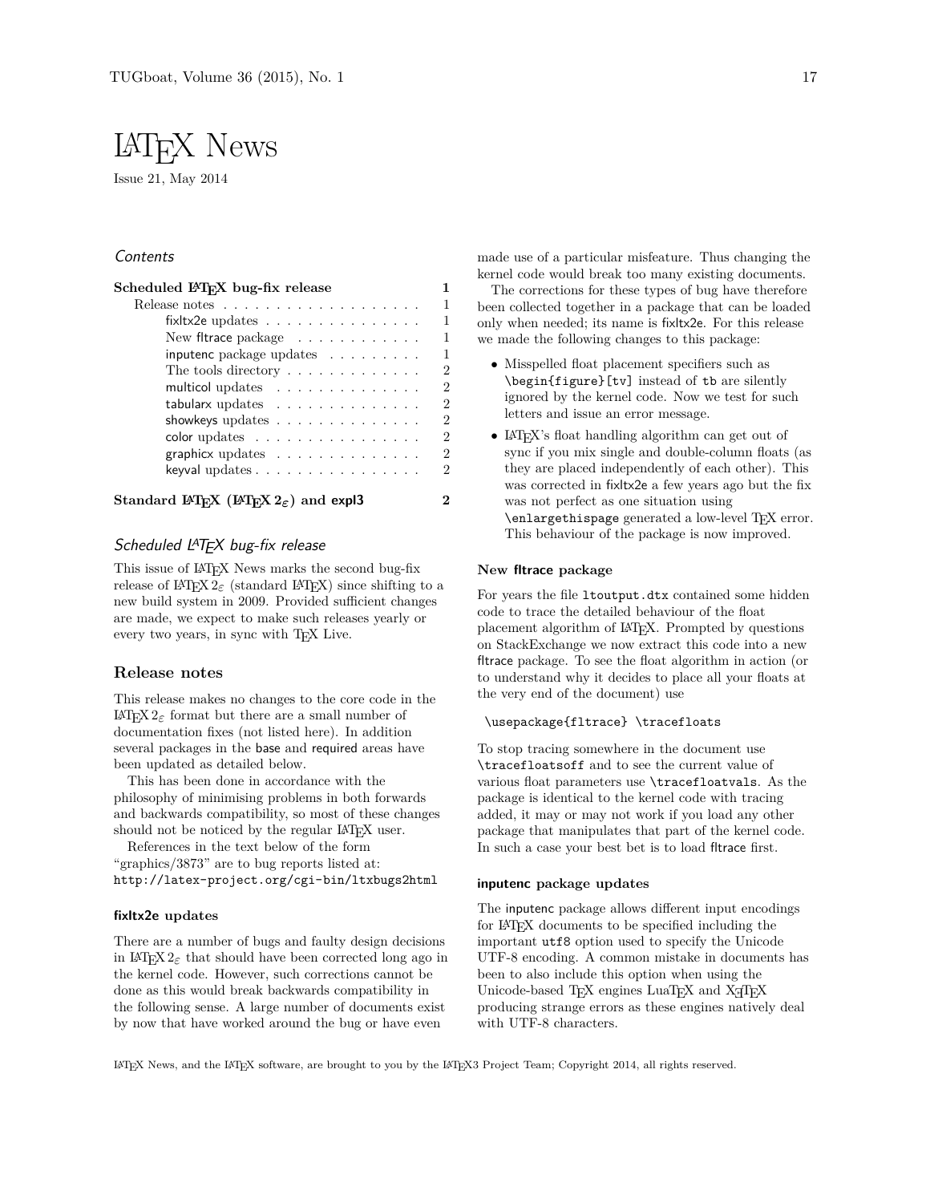# LaTeX News

Issue 21, May 2014

## Contents

| | |
|---|---|
| **Scheduled LaTeX bug-fix release** | **1** |
| Release notes | 1 |
| fixltx2e updates | 1 |
| New fltrace package | 1 |
| inputenc package updates | 1 |
| The tools directory | 2 |
| multicol updates | 2 |
| tabularx updates | 2 |
| showkeys updates | 2 |
| color updates | 2 |
| graphicx updates | 2 |
| keyval updates | 2 |
| **Standard LaTeX (LaTeX 2ε) and expl3** | **2** |

## Scheduled LaTeX bug-fix release

This issue of LaTeX News marks the second bug-fix release of LaTeX 2ε (standard LaTeX) since shifting to a new build system in 2009. Provided sufficient changes are made, we expect to make such releases yearly or every two years, in sync with TeX Live.

### Release notes

This release makes no changes to the core code in the LaTeX 2ε format but there are a small number of documentation fixes (not listed here). In addition several packages in the base and required areas have been updated as detailed below.

This has been done in accordance with the philosophy of minimising problems in both forwards and backwards compatibility, so most of these changes should not be noticed by the regular LaTeX user.

References in the text below of the form "graphics/3873" are to bug reports listed at: `http://latex-project.org/cgi-bin/ltxbugs2html`

#### fixltx2e updates

There are a number of bugs and faulty design decisions in LaTeX 2ε that should have been corrected long ago in the kernel code. However, such corrections cannot be done as this would break backwards compatibility in the following sense. A large number of documents exist by now that have worked around the bug or have even made use of a particular misfeature. Thus changing the kernel code would break too many existing documents.

The corrections for these types of bug have therefore been collected together in a package that can be loaded only when needed; its name is fixltx2e. For this release we made the following changes to this package:

- Misspelled float placement specifiers such as `\begin{figure}[tv]` instead of `tb` are silently ignored by the kernel code. Now we test for such letters and issue an error message.
- LaTeX's float handling algorithm can get out of sync if you mix single and double-column floats (as they are placed independently of each other). This was corrected in fixltx2e a few years ago but the fix was not perfect as one situation using `\enlargethispage` generated a low-level TeX error. This behaviour of the package is now improved.

#### New fltrace package

For years the file `ltoutput.dtx` contained some hidden code to trace the detailed behaviour of the float placement algorithm of LaTeX. Prompted by questions on StackExchange we now extract this code into a new fltrace package. To see the float algorithm in action (or to understand why it decides to place all your floats at the very end of the document) use

```
\usepackage{fltrace} \tracefloats
```

To stop tracing somewhere in the document use `\tracefloatsoff` and to see the current value of various float parameters use `\tracefloatvals`. As the package is identical to the kernel code with tracing added, it may or may not work if you load any other package that manipulates that part of the kernel code. In such a case your best bet is to load fltrace first.

#### inputenc package updates

The inputenc package allows different input encodings for LaTeX documents to be specified including the important `utf8` option used to specify the Unicode UTF-8 encoding. A common mistake in documents has been to also include this option when using the Unicode-based TeX engines LuaTeX and XeTeX producing strange errors as these engines natively deal with UTF-8 characters.

LaTeX News, and the LaTeX software, are brought to you by the LaTeX3 Project Team; Copyright 2014, all rights reserved.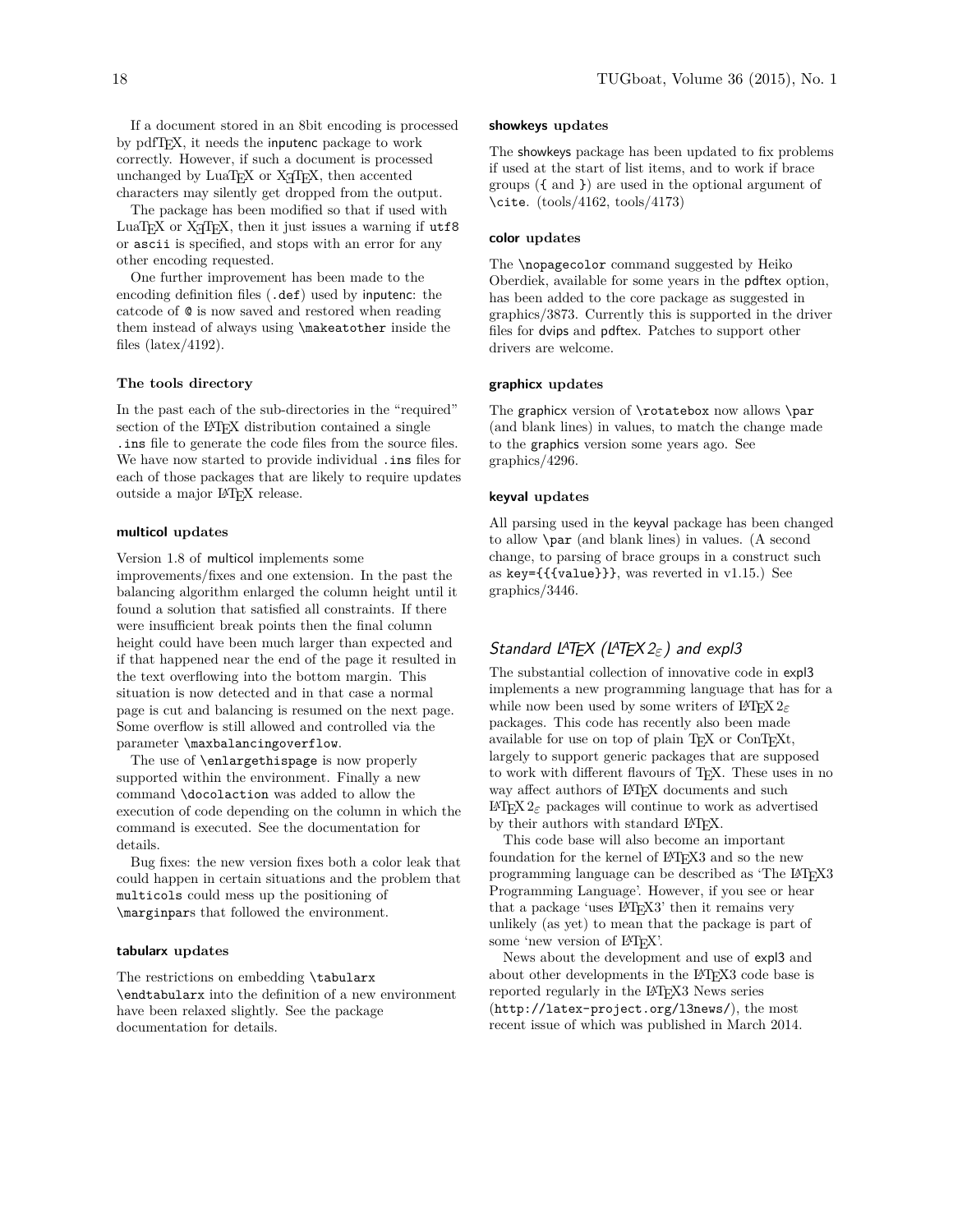If a document stored in an 8bit encoding is processed by pdfTeX, it needs the inputenc package to work correctly. However, if such a document is processed unchanged by LuaTeX or XeTeX, then accented characters may silently get dropped from the output.

The package has been modified so that if used with LuaTeX or XeTeX, then it just issues a warning if `utf8` or `ascii` is specified, and stops with an error for any other encoding requested.

One further improvement has been made to the encoding definition files (`.def`) used by inputenc: the catcode of `@` is now saved and restored when reading them instead of always using `\makeatother` inside the files (latex/4192).

### The tools directory

In the past each of the sub-directories in the "required" section of the LaTeX distribution contained a single `.ins` file to generate the code files from the source files. We have now started to provide individual `.ins` files for each of those packages that are likely to require updates outside a major LaTeX release.

### multicol updates

Version 1.8 of multicol implements some improvements/fixes and one extension. In the past the balancing algorithm enlarged the column height until it found a solution that satisfied all constraints. If there were insufficient break points then the final column height could have been much larger than expected and if that happened near the end of the page it resulted in the text overflowing into the bottom margin. This situation is now detected and in that case a normal page is cut and balancing is resumed on the next page. Some overflow is still allowed and controlled via the parameter `\maxbalancingoverflow`.

The use of `\enlargethispage` is now properly supported within the environment. Finally a new command `\docolaction` was added to allow the execution of code depending on the column in which the command is executed. See the documentation for details.

Bug fixes: the new version fixes both a color leak that could happen in certain situations and the problem that `multicols` could mess up the positioning of `\marginpar`s that followed the environment.

### tabularx updates

The restrictions on embedding `\tabularx` `\endtabularx` into the definition of a new environment have been relaxed slightly. See the package documentation for details.

### showkeys updates

The showkeys package has been updated to fix problems if used at the start of list items, and to work if brace groups (`{` and `}`) are used in the optional argument of `\cite`. (tools/4162, tools/4173)

### color updates

The `\nopagecolor` command suggested by Heiko Oberdiek, available for some years in the pdftex option, has been added to the core package as suggested in graphics/3873. Currently this is supported in the driver files for dvips and pdftex. Patches to support other drivers are welcome.

### graphicx updates

The graphicx version of `\rotatebox` now allows `\par` (and blank lines) in values, to match the change made to the graphics version some years ago. See graphics/4296.

### keyval updates

All parsing used in the keyval package has been changed to allow `\par` (and blank lines) in values. (A second change, to parsing of brace groups in a construct such as `key={{{value}}}`, was reverted in v1.15.) See graphics/3446.

## *Standard LaTeX (LaTeX $2_\varepsilon$) and expl3*

The substantial collection of innovative code in expl3 implements a new programming language that has for a while now been used by some writers of LaTeX $2_\varepsilon$ packages. This code has recently also been made available for use on top of plain TeX or ConTeXt, largely to support generic packages that are supposed to work with different flavours of TeX. These uses in no way affect authors of LaTeX documents and such LaTeX $2_\varepsilon$ packages will continue to work as advertised by their authors with standard LaTeX.

This code base will also become an important foundation for the kernel of LaTeX3 and so the new programming language can be described as 'The LaTeX3 Programming Language'. However, if you see or hear that a package 'uses LaTeX3' then it remains very unlikely (as yet) to mean that the package is part of some 'new version of LaTeX'.

News about the development and use of expl3 and about other developments in the LaTeX3 code base is reported regularly in the LaTeX3 News series (`http://latex-project.org/l3news/`), the most recent issue of which was published in March 2014.